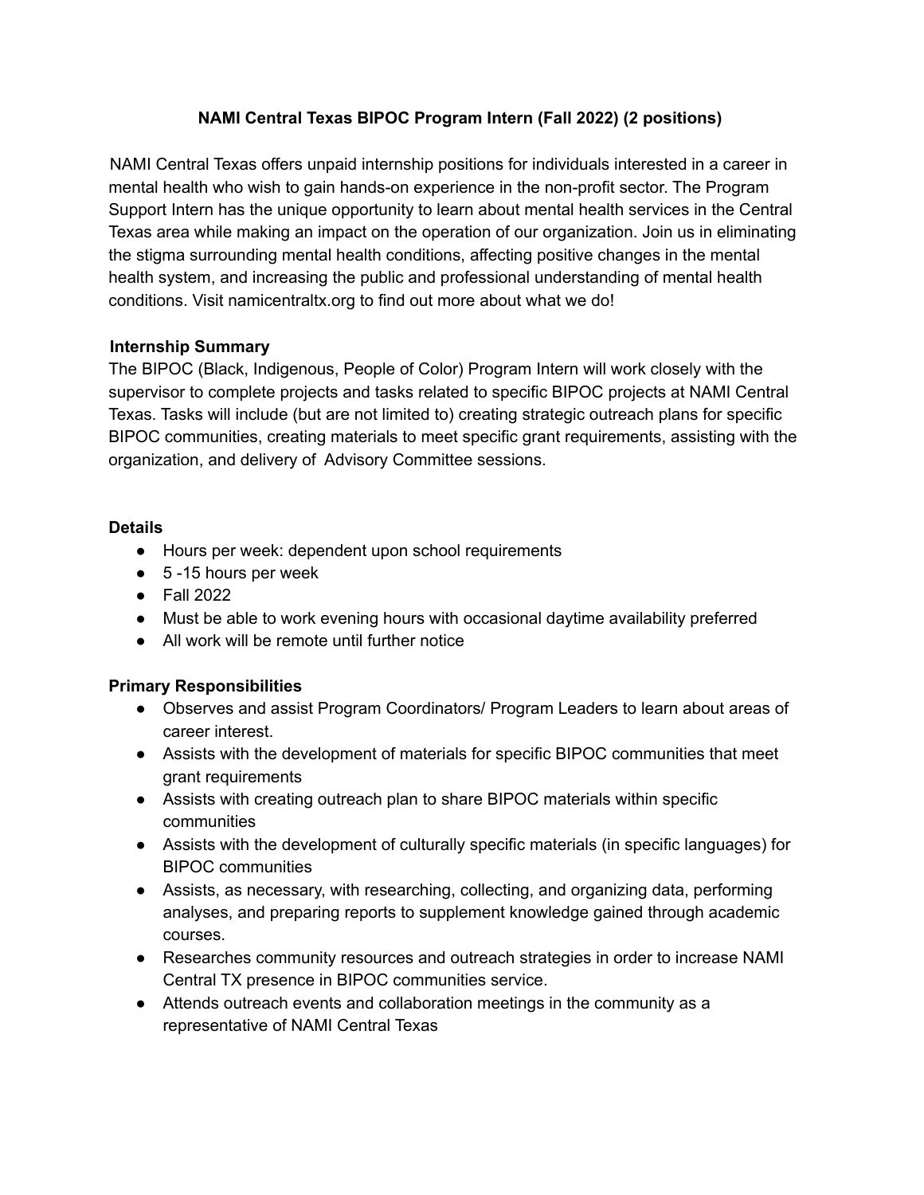# NAMI Central Texas BIPOC Program Intern (Fall 2022) (2 positions)

NAMI Central Texas offers unpaid internship positions for individuals interested in a career in mental health who wish to gain hands-on experience in the non-profit sector. The Program Support Intern has the unique opportunity to learn about mental health services in the Central Texas area while making an impact on the operation of our organization. Join us in eliminating the stigma surrounding mental health conditions, affecting positive changes in the mental health system, and increasing the public and professional understanding of mental health conditions. Visit namicentraltx.org to find out more about what we do!

### Internship Summary

The BIPOC (Black, Indigenous, People of Color) Program Intern will work closely with the supervisor to complete projects and tasks related to specific BIPOC projects at NAMI Central Texas. Tasks will include (but are not limited to) creating strategic outreach plans for specific BIPOC communities, creating materials to meet specific grant requirements, assisting with the organization, and delivery of Advisory Committee sessions.

### Details

- Hours per week: dependent upon school requirements
- 5 -15 hours per week
- Fall 2022
- Must be able to work evening hours with occasional daytime availability preferred
- All work will be remote until further notice

### Primary Responsibilities

- Observes and assist Program Coordinators/ Program Leaders to learn about areas of career interest.
- Assists with the development of materials for specific BIPOC communities that meet grant requirements
- Assists with creating outreach plan to share BIPOC materials within specific communities
- Assists with the development of culturally specific materials (in specific languages) for BIPOC communities
- Assists, as necessary, with researching, collecting, and organizing data, performing analyses, and preparing reports to supplement knowledge gained through academic courses.
- Researches community resources and outreach strategies in order to increase NAMI Central TX presence in BIPOC communities service.
- Attends outreach events and collaboration meetings in the community as a representative of NAMI Central Texas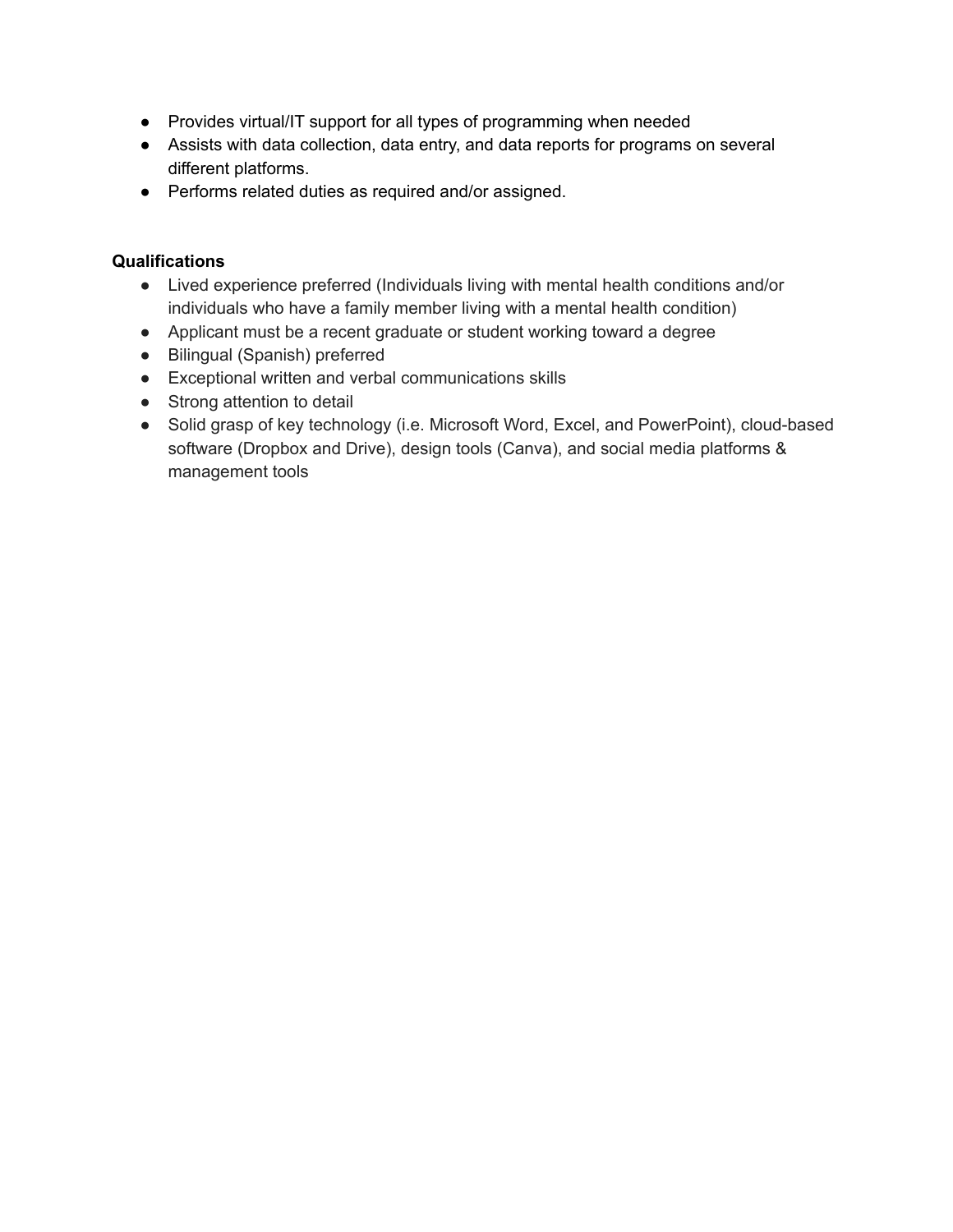- Provides virtual/IT support for all types of programming when needed
- Assists with data collection, data entry, and data reports for programs on several different platforms.
- Performs related duties as required and/or assigned.

**Qualifications**

- Lived experience preferred (Individuals living with mental health conditions and/or individuals who have a family member living with a mental health condition)
- Applicant must be a recent graduate or student working toward a degree
- Bilingual (Spanish) preferred
- Exceptional written and verbal communications skills
- Strong attention to detail
- Solid grasp of key technology (i.e. Microsoft Word, Excel, and PowerPoint), cloud-based software (Dropbox and Drive), design tools (Canva), and social media platforms & management tools